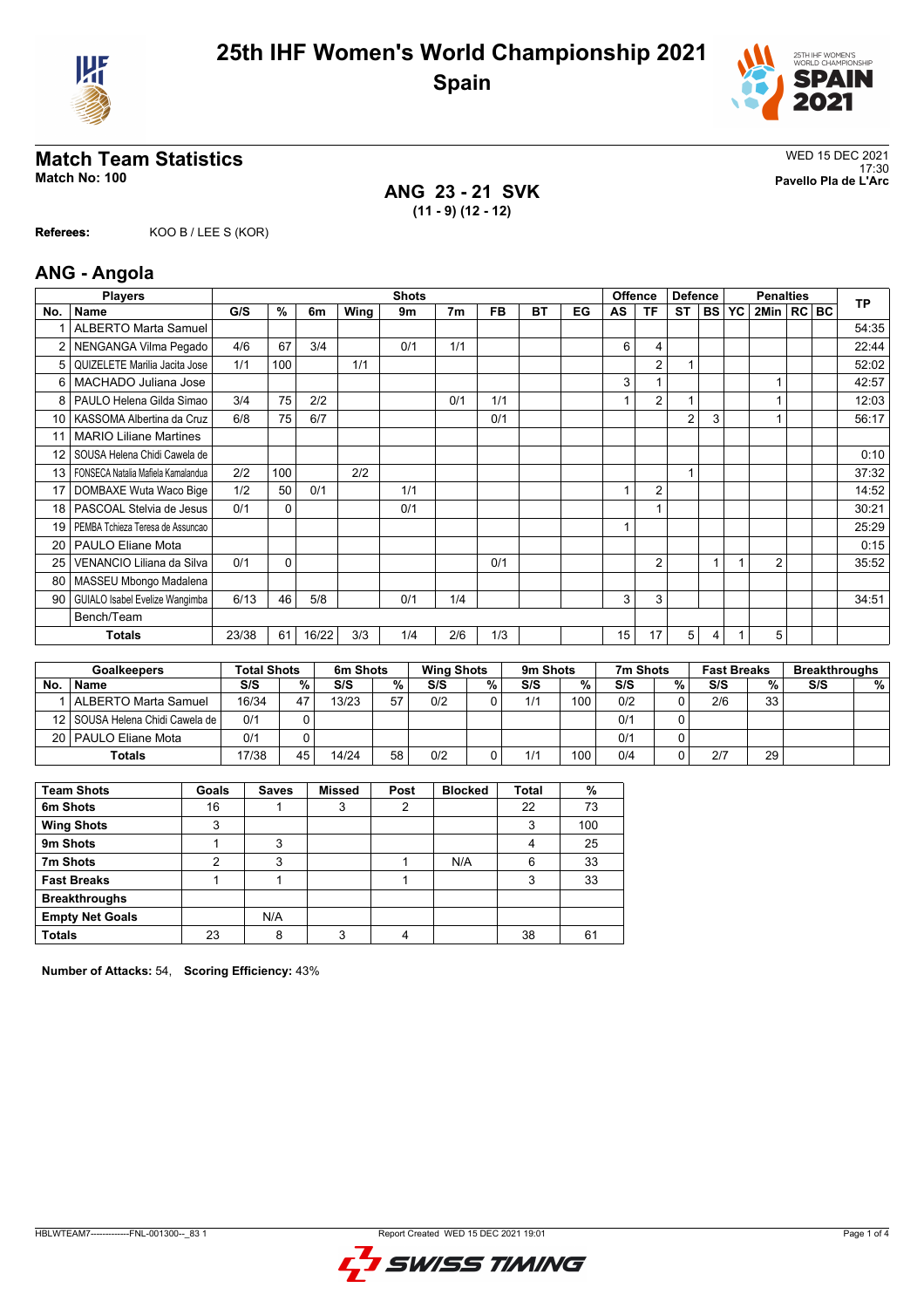# 25th IHF Women's World Championship 2021

## Spain

## Match Team Statistics

**Match No: 100**

WED 15 DEC 2021
17:30
**Pavello Pla de L'Arc**

### ANG 23 - 21 SVK

**(11 - 9) (12 - 12)**

**Referees:** KOO B / LEE S (KOR)

## ANG - Angola

| Players | | Shots | | | | | | | | | Offence | | Defence | | | Penalties | | | TP |
|---|---|---|---|---|---|---|---|---|---|---|---|---|---|---|---|---|---|---|---|
| No. | Name | G/S | % | 6m | Wing | 9m | 7m | FB | BT | EG | AS | TF | ST | BS | YC | 2Min | RC | BC | |
| 1 | ALBERTO Marta Samuel | | | | | | | | | | | | | | | | | | 54:35 |
| 2 | NENGANGA Vilma Pegado | 4/6 | 67 | 3/4 | | 0/1 | 1/1 | | | | 6 | 4 | | | | | | | 22:44 |
| 5 | QUIZELETE Marilia Jacita Jose | 1/1 | 100 | | 1/1 | | | | | | | 2 | 1 | | | | | | 52:02 |
| 6 | MACHADO Juliana Jose | | | | | | | | | | 3 | 1 | | | | 1 | | | 42:57 |
| 8 | PAULO Helena Gilda Simao | 3/4 | 75 | 2/2 | | | 0/1 | 1/1 | | | 1 | 2 | 1 | | | 1 | | | 12:03 |
| 10 | KASSOMA Albertina da Cruz | 6/8 | 75 | 6/7 | | | | 0/1 | | | | | 2 | 3 | | 1 | | | 56:17 |
| 11 | MARIO Liliane Martines | | | | | | | | | | | | | | | | | | |
| 12 | SOUSA Helena Chidi Cawela de | | | | | | | | | | | | | | | | | | 0:10 |
| 13 | FONSECA Natalia Mafiela Kamalandua | 2/2 | 100 | | 2/2 | | | | | | | | 1 | | | | | | 37:32 |
| 17 | DOMBAXE Wuta Waco Bige | 1/2 | 50 | 0/1 | | 1/1 | | | | | 1 | 2 | | | | | | | 14:52 |
| 18 | PASCOAL Stelvia de Jesus | 0/1 | 0 | | | 0/1 | | | | | | 1 | | | | | | | 30:21 |
| 19 | PEMBA Tchieza Teresa de Assuncao | | | | | | | | | | 1 | | | | | | | | 25:29 |
| 20 | PAULO Eliane Mota | | | | | | | | | | | | | | | | | | 0:15 |
| 25 | VENANCIO Liliana da Silva | 0/1 | 0 | | | | | 0/1 | | | | 2 | | 1 | 1 | 2 | | | 35:52 |
| 80 | MASSEU Mbongo Madalena | | | | | | | | | | | | | | | | | | |
| 90 | GUIALO Isabel Evelize Wangimba | 6/13 | 46 | 5/8 | | 0/1 | 1/4 | | | | 3 | 3 | | | | | | | 34:51 |
| | Bench/Team | | | | | | | | | | | | | | | | | | |
| | **Totals** | 23/38 | 61 | 16/22 | 3/3 | 1/4 | 2/6 | 1/3 | | | 15 | 17 | 5 | 4 | 1 | 5 | | | |

| Goalkeepers | | Total Shots | | 6m Shots | | Wing Shots | | 9m Shots | | 7m Shots | | Fast Breaks | | Breakthroughs | |
|---|---|---|---|---|---|---|---|---|---|---|---|---|---|---|---|
| No. | Name | S/S | % | S/S | % | S/S | % | S/S | % | S/S | % | S/S | % | S/S | % |
| 1 | ALBERTO Marta Samuel | 16/34 | 47 | 13/23 | 57 | 0/2 | 0 | 1/1 | 100 | 0/2 | 0 | 2/6 | 33 | | |
| 12 | SOUSA Helena Chidi Cawela de | 0/1 | 0 | | | | | | | 0/1 | 0 | | | | |
| 20 | PAULO Eliane Mota | 0/1 | 0 | | | | | | | 0/1 | 0 | | | | |
| | **Totals** | 17/38 | 45 | 14/24 | 58 | 0/2 | 0 | 1/1 | 100 | 0/4 | 0 | 2/7 | 29 | | |

| Team Shots | Goals | Saves | Missed | Post | Blocked | Total | % |
|---|---|---|---|---|---|---|---|
| 6m Shots | 16 | 1 | 3 | 2 | | 22 | 73 |
| Wing Shots | 3 | | | | | 3 | 100 |
| 9m Shots | 1 | 3 | | | | 4 | 25 |
| 7m Shots | 2 | 3 | | 1 | N/A | 6 | 33 |
| Fast Breaks | 1 | 1 | | 1 | | 3 | 33 |
| Breakthroughs | | | | | | | |
| Empty Net Goals | | N/A | | | | | |
| Totals | 23 | 8 | 3 | 4 | | 38 | 61 |

**Number of Attacks:** 54, **Scoring Efficiency:** 43%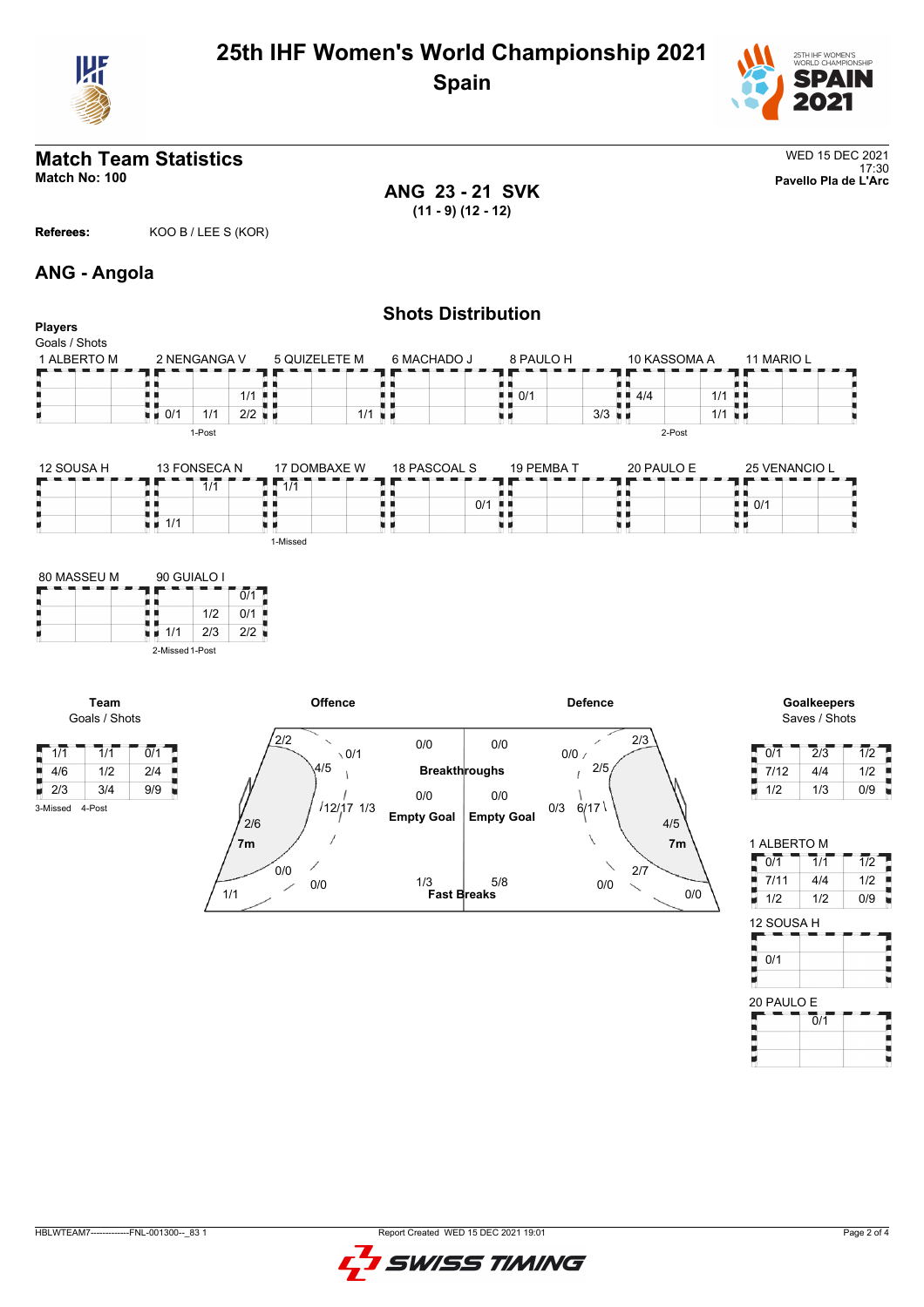# 25th IHF Women's World Championship 2021
## Spain

## Match Team Statistics
**Match No: 100**

WED 15 DEC 2021
17:30
**Pavello Pla de L'Arc**

**ANG 23 - 21 SVK**
**(11 - 9) (12 - 12)**

**Referees:** KOO B / LEE S (KOR)

## ANG - Angola

### Shots Distribution

**Players**
Goals / Shots

1 ALBERTO M

| | | |
|---|---|---|
| | | |
| | | |
| | | |

2 NENGANGA V

| | | |
|---|---|---|
| | | |
| | | 1/1 |
| 0/1 | 1/1 | 2/2 |

1-Post

5 QUIZELETE M

| | | |
|---|---|---|
| | | |
| | | |
| | | 1/1 |

6 MACHADO J

| | | |
|---|---|---|
| | | |
| | | |
| | | |

8 PAULO H

| | | |
|---|---|---|
| | | |
| 0/1 | | |
| | | 3/3 |

10 KASSOMA A

| | | |
|---|---|---|
| | | |
| 4/4 | | 1/1 |
| | | 1/1 |

2-Post

11 MARIO L

| | | |
|---|---|---|
| | | |
| | | |
| | | |

12 SOUSA H

| | | |
|---|---|---|
| | | |
| | | |
| | | |

13 FONSECA N

| | | |
|---|---|---|
| | 1/1 | |
| | | |
| 1/1 | | |

17 DOMBAXE W

| | | |
|---|---|---|
| 1/1 | | |
| | | |
| | | |

1-Missed

18 PASCOAL S

| | | |
|---|---|---|
| | | |
| | | 0/1 |
| | | |

19 PEMBA T

| | | |
|---|---|---|
| | | |
| | | |
| | | |

20 PAULO E

| | | |
|---|---|---|
| | | |
| | | |
| | | |

25 VENANCIO L

| | | |
|---|---|---|
| | | |
| 0/1 | | |
| | | |

80 MASSEU M

| | | |
|---|---|---|
| | | |
| | | |
| | | |

90 GUIALO I

| | | |
|---|---|---|
| | | 0/1 |
| | 1/2 | 0/1 |
| 1/1 | 2/3 | 2/2 |

2-Missed 1-Post

**Team**
Goals / Shots

| | | |
|---|---|---|
| 1/1 | 1/1 | 0/1 |
| 4/6 | 1/2 | 2/4 |
| 2/3 | 3/4 | 9/9 |

3-Missed 4-Post

**Offence**

| Zone | Goals / Shots |
|---|---|
| Left wing | 2/2 |
| Left 9m | 4/5 |
| Centre 9m | 0/1 |
| Centre 6m | 12/17 |
| 1/3 | 1/3 |
| Left 6m | 2/6 |
| 7m | 0/0 |
| Right 9m | 0/0 |
| Left back | 1/1 |
| Breakthroughs | 0/0 |
| Empty Goal | 0/0 |
| Fast Breaks | 1/3 |

**Defence**

| Zone | Goals / Shots |
|---|---|
| Right wing | 2/3 |
| 0/0 | 0/0 |
| 9m | 2/5 |
| Centre 6m | 6/17 |
| 0/3 | 0/3 |
| Right 6m | 4/5 |
| 7m | 2/7 |
| 0/0 | 0/0 |
| Right back | 0/0 |
| Breakthroughs | 0/0 |
| Empty Goal | 0/0 |
| Fast Breaks | 5/8 |

**Goalkeepers**
Saves / Shots

| | | |
|---|---|---|
| 0/1 | 2/3 | 1/2 |
| 7/12 | 4/4 | 1/2 |
| 1/2 | 1/3 | 0/9 |

1 ALBERTO M

| | | |
|---|---|---|
| 0/1 | 1/1 | 1/2 |
| 7/11 | 4/4 | 1/2 |
| 1/2 | 1/2 | 0/9 |

12 SOUSA H

| | | |
|---|---|---|
| | | |
| 0/1 | | |
| | | |

20 PAULO E

| | | |
|---|---|---|
| | 0/1 | |
| | | |
| | | |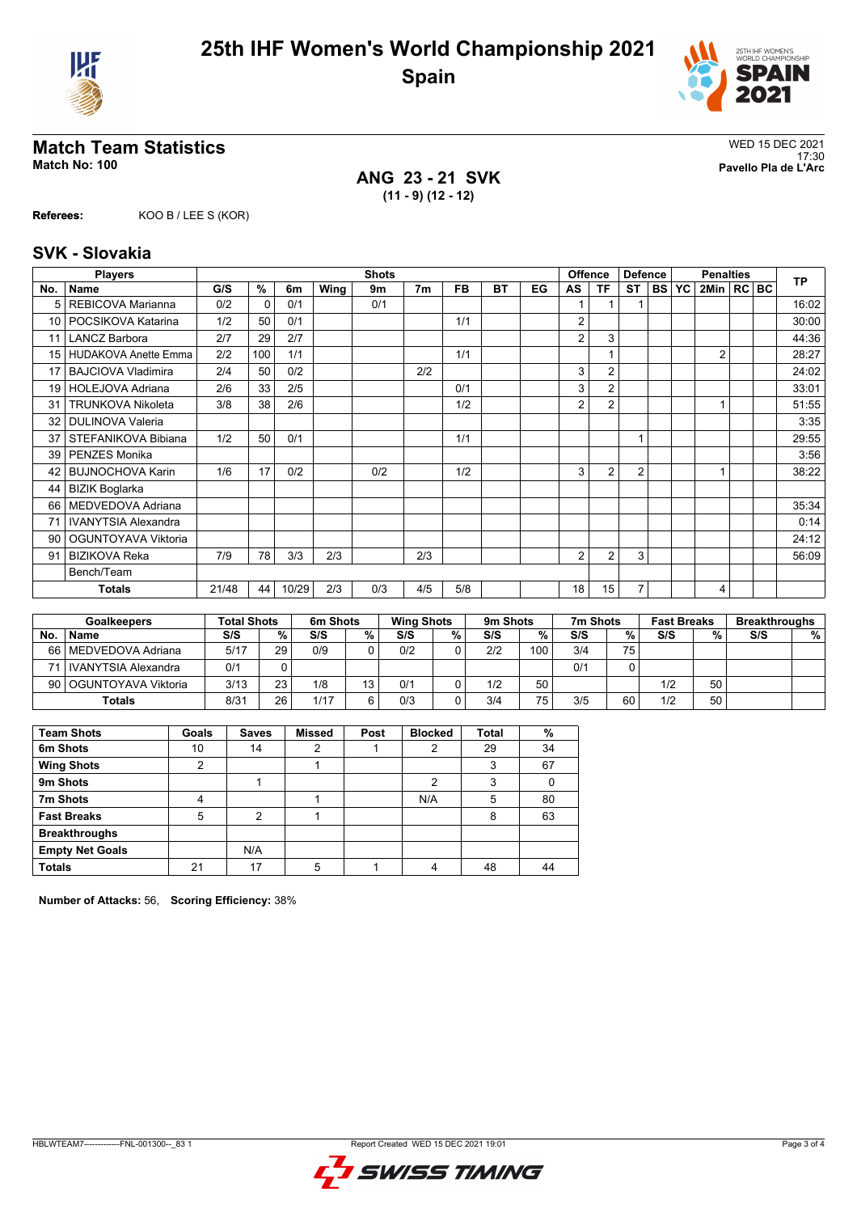# 25th IHF Women's World Championship 2021
## Spain

## Match Team Statistics
**Match No: 100**

WED 15 DEC 2021
17:30
**Pavello Pla de L'Arc**

### ANG 23 - 21 SVK
**(11 - 9) (12 - 12)**

**Referees:** KOO B / LEE S (KOR)

## SVK - Slovakia

| Players | | Shots | | | | | | | | | Offence | | Defence | | | Penalties | | | TP |
|---|---|---|---|---|---|---|---|---|---|---|---|---|---|---|---|---|---|---|---|
| No. | Name | G/S | % | 6m | Wing | 9m | 7m | FB | BT | EG | AS | TF | ST | BS | YC | 2Min | RC | BC | |
| 5 | REBICOVA Marianna | 0/2 | 0 | 0/1 | | 0/1 | | | | | 1 | 1 | 1 | | | | | | 16:02 |
| 10 | POCSIKOVA Katarina | 1/2 | 50 | 0/1 | | | | 1/1 | | | 2 | | | | | | | | 30:00 |
| 11 | LANCZ Barbora | 2/7 | 29 | 2/7 | | | | | | | 2 | 3 | | | | | | | 44:36 |
| 15 | HUDAKOVA Anette Emma | 2/2 | 100 | 1/1 | | | | 1/1 | | | | 1 | | | | 2 | | | 28:27 |
| 17 | BAJCIOVA Vladimira | 2/4 | 50 | 0/2 | | | 2/2 | | | | 3 | 2 | | | | | | | 24:02 |
| 19 | HOLEJOVA Adriana | 2/6 | 33 | 2/5 | | | | 0/1 | | | 3 | 2 | | | | | | | 33:01 |
| 31 | TRUNKOVA Nikoleta | 3/8 | 38 | 2/6 | | | | 1/2 | | | 2 | 2 | | | | 1 | | | 51:55 |
| 32 | DULINOVA Valeria | | | | | | | | | | | | | | | | | | 3:35 |
| 37 | STEFANIKOVA Bibiana | 1/2 | 50 | 0/1 | | | | 1/1 | | | | | 1 | | | | | | 29:55 |
| 39 | PENZES Monika | | | | | | | | | | | | | | | | | | 3:56 |
| 42 | BUJNOCHOVA Karin | 1/6 | 17 | 0/2 | | 0/2 | | 1/2 | | | 3 | 2 | 2 | | | 1 | | | 38:22 |
| 44 | BIZIK Boglarka | | | | | | | | | | | | | | | | | | |
| 66 | MEDVEDOVA Adriana | | | | | | | | | | | | | | | | | | 35:34 |
| 71 | IVANYTSIA Alexandra | | | | | | | | | | | | | | | | | | 0:14 |
| 90 | OGUNTOYAVA Viktoria | | | | | | | | | | | | | | | | | | 24:12 |
| 91 | BIZIKOVA Reka | 7/9 | 78 | 3/3 | 2/3 | | 2/3 | | | | 2 | 2 | 3 | | | | | | 56:09 |
| | Bench/Team | | | | | | | | | | | | | | | | | | |
| | **Totals** | 21/48 | 44 | 10/29 | 2/3 | 0/3 | 4/5 | 5/8 | | | 18 | 15 | 7 | | | 4 | | | |

| Goalkeepers | | Total Shots | | 6m Shots | | Wing Shots | | 9m Shots | | 7m Shots | | Fast Breaks | | Breakthroughs | |
|---|---|---|---|---|---|---|---|---|---|---|---|---|---|---|---|
| No. | Name | S/S | % | S/S | % | S/S | % | S/S | % | S/S | % | S/S | % | S/S | % |
| 66 | MEDVEDOVA Adriana | 5/17 | 29 | 0/9 | 0 | 0/2 | 0 | 2/2 | 100 | 3/4 | 75 | | | | |
| 71 | IVANYTSIA Alexandra | 0/1 | 0 | | | | | | | 0/1 | 0 | | | | |
| 90 | OGUNTOYAVA Viktoria | 3/13 | 23 | 1/8 | 13 | 0/1 | 0 | 1/2 | 50 | | | 1/2 | 50 | | |
| | **Totals** | 8/31 | 26 | 1/17 | 6 | 0/3 | 0 | 3/4 | 75 | 3/5 | 60 | 1/2 | 50 | | |

| Team Shots | Goals | Saves | Missed | Post | Blocked | Total | % |
|---|---|---|---|---|---|---|---|
| **6m Shots** | 10 | 14 | 2 | 1 | 2 | 29 | 34 |
| **Wing Shots** | 2 | | 1 | | | 3 | 67 |
| **9m Shots** | | 1 | | | 2 | 3 | 0 |
| **7m Shots** | 4 | | 1 | | N/A | 5 | 80 |
| **Fast Breaks** | 5 | 2 | 1 | | | 8 | 63 |
| **Breakthroughs** | | | | | | | |
| **Empty Net Goals** | | N/A | | | | | |
| **Totals** | 21 | 17 | 5 | 1 | 4 | 48 | 44 |

**Number of Attacks:** 56, **Scoring Efficiency:** 38%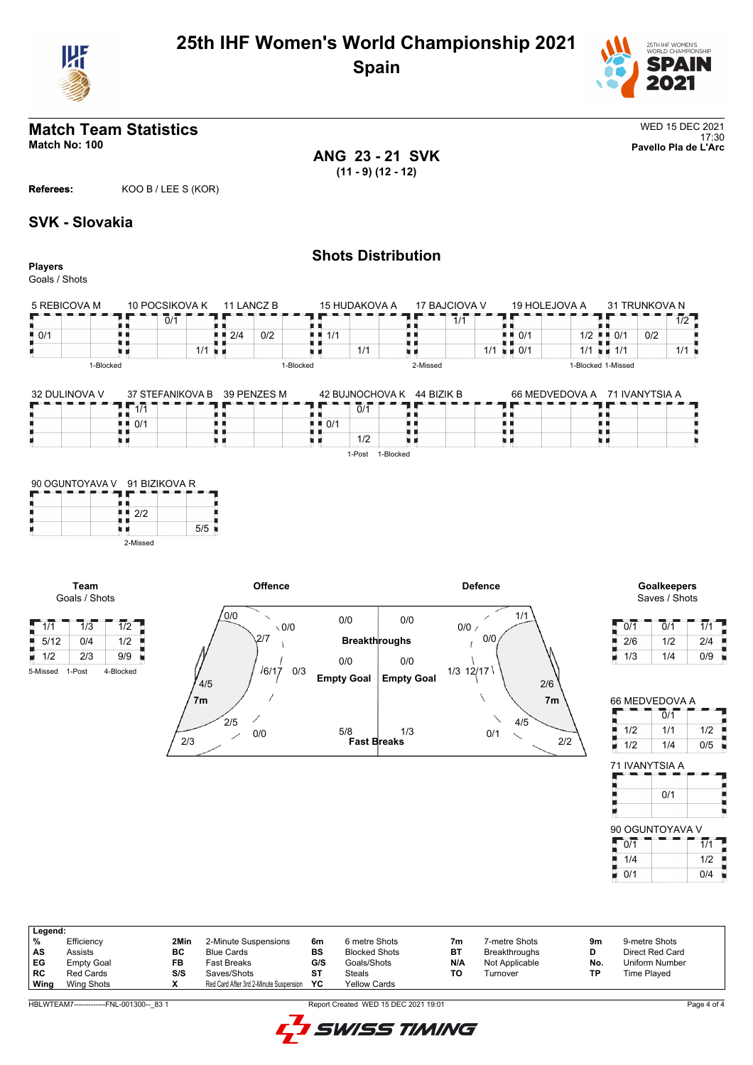# 25th IHF Women's World Championship 2021
## Spain

## Match Team Statistics
**Match No: 100**

WED 15 DEC 2021
17:30
**Pavello Pla de L'Arc**

**ANG 23 - 21 SVK**
**(11 - 9) (12 - 12)**

**Referees:** KOO B / LEE S (KOR)

## SVK - Slovakia

### Shots Distribution

**Players**
Goals / Shots

5 REBICOVA M
0/1
1-Blocked

10 POCSIKOVA K
0/1
1/1

11 LANCZ B
2/4 0/2
1-Blocked

15 HUDAKOVA A
1/1
1/1

17 BAJCIOVA V
1/1
1/1
2-Missed

19 HOLEJOVA A
0/1 1/2
0/1 1/1
1-Blocked

31 TRUNKOVA N
1/2
0/1 0/2
1/1 1/1
1-Missed

32 DULINOVA V

37 STEFANIKOVA B
1/1
0/1

39 PENZES M

42 BUJNOCHOVA K
0/1
0/1
1/2
1-Post

44 BIZIK B
1-Blocked

66 MEDVEDOVA A

71 IVANYTSIA A

90 OGUNTOYAVA V

91 BIZIKOVA R
2/2
5/5
2-Missed

**Team**
Goals / Shots

| | | |
|---|---|---|
| 1/1 | 1/3 | 1/2 |
| 5/12 | 0/4 | 1/2 |
| 1/2 | 2/3 | 9/9 |

5-Missed 1-Post 4-Blocked

**Offence**

0/0
0/0
2/7
4/5
7m
6/17
0/3
2/5
0/0
2/3
0/0 0/0
**Breakthroughs**
0/0 0/0
**Empty Goal** **Empty Goal**
5/8 1/3
**Fast Breaks**

**Defence**

0/0
1/1
0/0
1/3 12/17
2/6
7m
4/5
0/1
2/2

**Goalkeepers**
Saves / Shots

| | | |
|---|---|---|
| 0/1 | 0/1 | 1/1 |
| 2/6 | 1/2 | 2/4 |
| 1/3 | 1/4 | 0/9 |

66 MEDVEDOVA A

| | | |
|---|---|---|
| | 0/1 | |
| 1/2 | 1/1 | 1/2 |
| 1/2 | 1/4 | 0/5 |

71 IVANYTSIA A

| | | |
|---|---|---|
| | 0/1 | |

90 OGUNTOYAVA V

| | | |
|---|---|---|
| 0/1 | | 1/1 |
| 1/4 | | 1/2 |
| 0/1 | | 0/4 |

| Legend: | | | | | | | | | |
|---|---|---|---|---|---|---|---|---|---|
| % | Efficiency | 2Min | 2-Minute Suspensions | 6m | 6 metre Shots | 7m | 7-metre Shots | 9m | 9-metre Shots |
| AS | Assists | BC | Blue Cards | BS | Blocked Shots | BT | Breakthroughs | D | Direct Red Card |
| EG | Empty Goal | FB | Fast Breaks | G/S | Goals/Shots | N/A | Not Applicable | No. | Uniform Number |
| RC | Red Cards | S/S | Saves/Shots | ST | Steals | TO | Turnover | TP | Time Played |
| Wing | Wing Shots | X | Red Card After 3rd 2-Minute Suspension | YC | Yellow Cards | | | | |

HBLWTEAM7--------------FNL-001300--_83 1 Report Created WED 15 DEC 2021 19:01